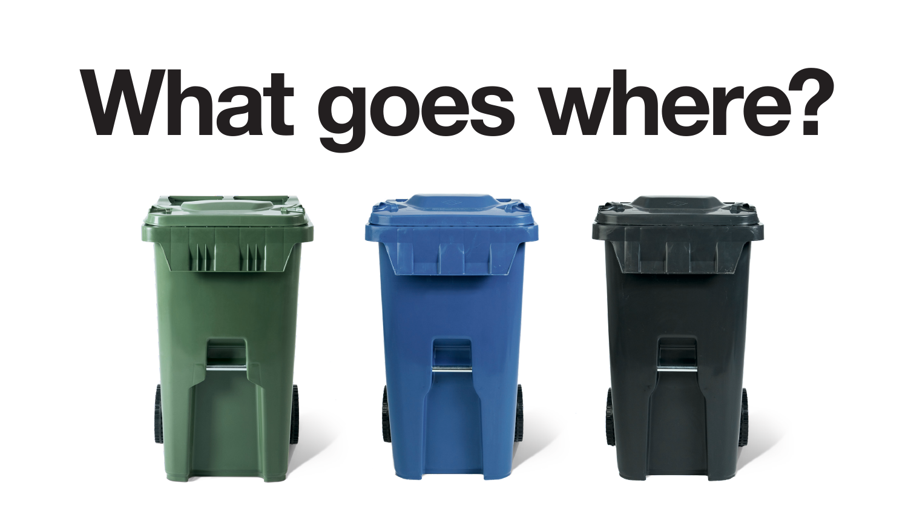# What goes where?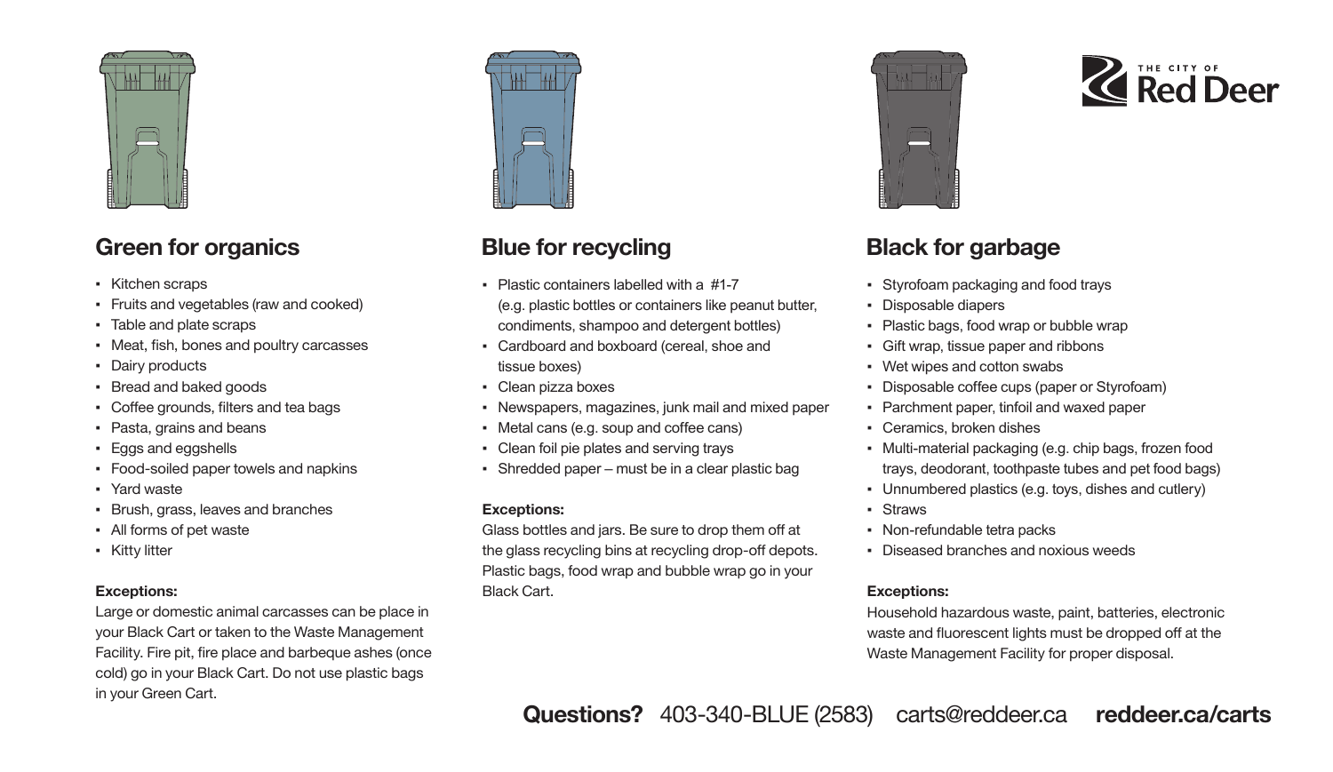THE CITY OF Red Deer

## Green for organics

- Kitchen scraps
- Fruits and vegetables (raw and cooked)
- Table and plate scraps
- Meat, fish, bones and poultry carcasses
- Dairy products
- Bread and baked goods
- Coffee grounds, filters and tea bags
- Pasta, grains and beans
- Eggs and eggshells
- Food-soiled paper towels and napkins
- Yard waste
- Brush, grass, leaves and branches
- All forms of pet waste
- Kitty litter

**Exceptions:**
Large or domestic animal carcasses can be place in your Black Cart or taken to the Waste Management Facility. Fire pit, fire place and barbeque ashes (once cold) go in your Black Cart. Do not use plastic bags in your Green Cart.

## Blue for recycling

- Plastic containers labelled with a #1-7 (e.g. plastic bottles or containers like peanut butter, condiments, shampoo and detergent bottles)
- Cardboard and boxboard (cereal, shoe and tissue boxes)
- Clean pizza boxes
- Newspapers, magazines, junk mail and mixed paper
- Metal cans (e.g. soup and coffee cans)
- Clean foil pie plates and serving trays
- Shredded paper – must be in a clear plastic bag

**Exceptions:**
Glass bottles and jars. Be sure to drop them off at the glass recycling bins at recycling drop-off depots. Plastic bags, food wrap and bubble wrap go in your Black Cart.

## Black for garbage

- Styrofoam packaging and food trays
- Disposable diapers
- Plastic bags, food wrap or bubble wrap
- Gift wrap, tissue paper and ribbons
- Wet wipes and cotton swabs
- Disposable coffee cups (paper or Styrofoam)
- Parchment paper, tinfoil and waxed paper
- Ceramics, broken dishes
- Multi-material packaging (e.g. chip bags, frozen food trays, deodorant, toothpaste tubes and pet food bags)
- Unnumbered plastics (e.g. toys, dishes and cutlery)
- Straws
- Non-refundable tetra packs
- Diseased branches and noxious weeds

**Exceptions:**
Household hazardous waste, paint, batteries, electronic waste and fluorescent lights must be dropped off at the Waste Management Facility for proper disposal.

**Questions?** 403-340-BLUE (2583) carts@reddeer.ca **reddeer.ca/carts**